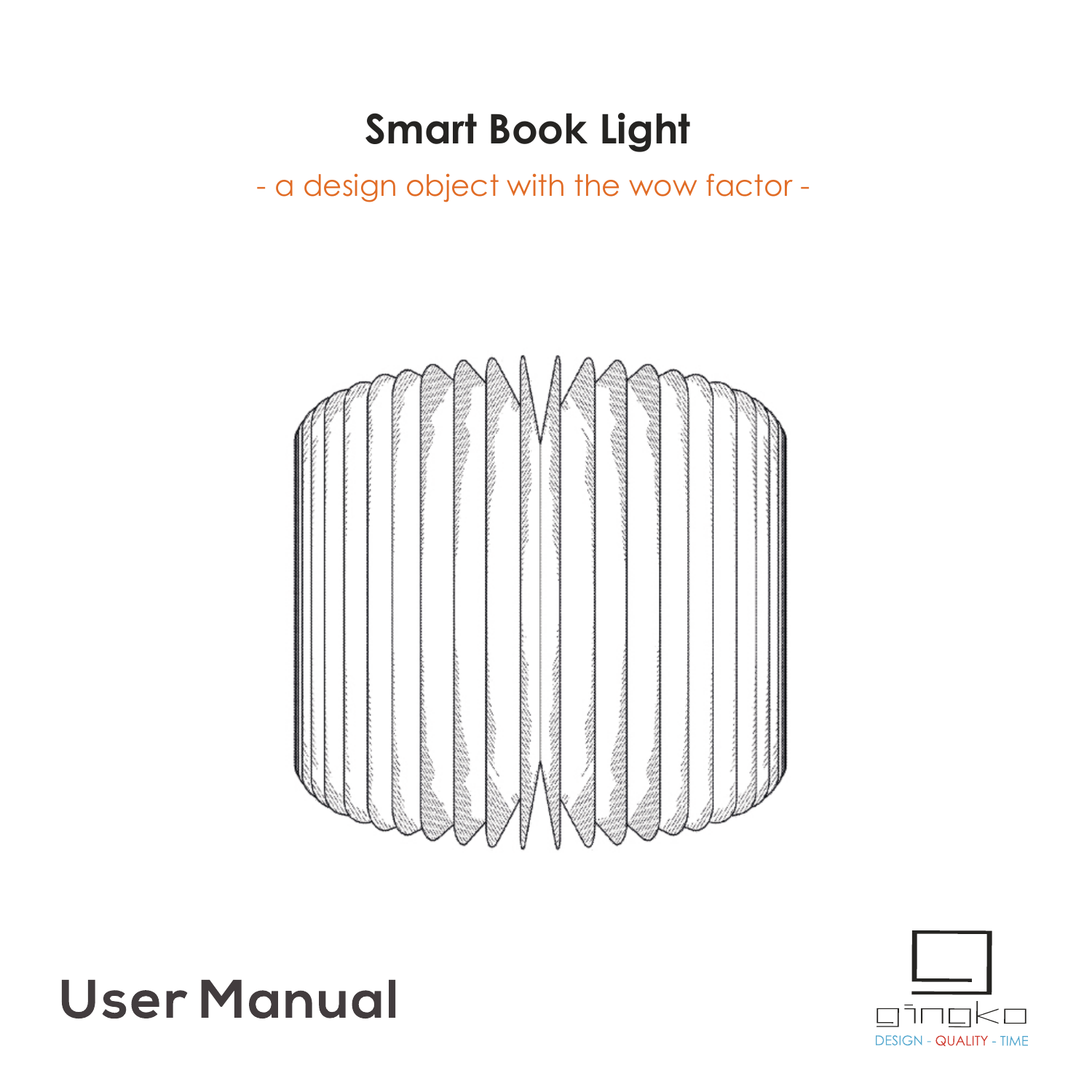# Smart Book Light

- a design object with the wow factor -

# User Manual

gingko

DESIGN - QUALITY - TIME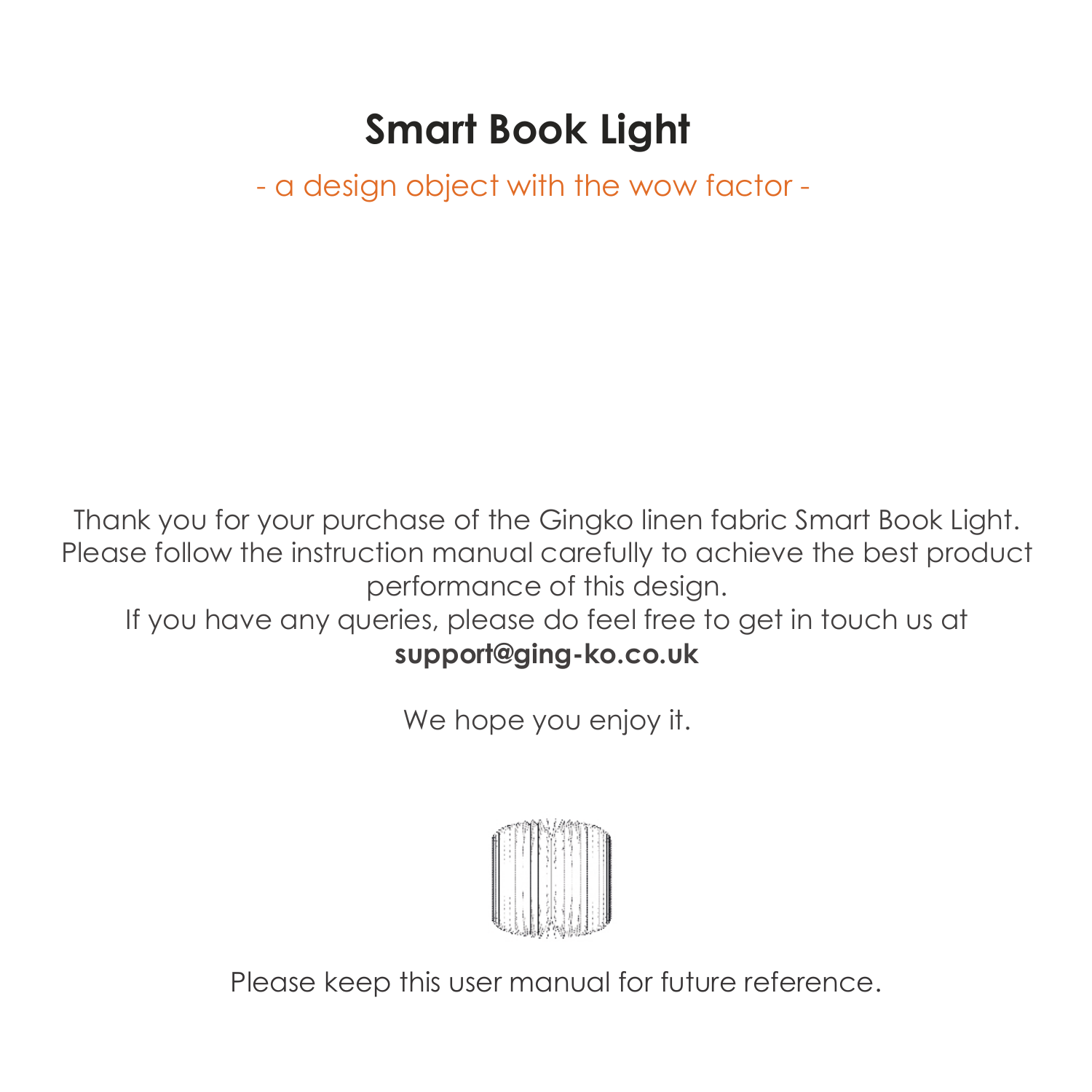# Smart Book Light

- a design object with the wow factor -

Thank you for your purchase of the Gingko linen fabric Smart Book Light.
Please follow the instruction manual carefully to achieve the best product performance of this design.
If you have any queries, please do feel free to get in touch us at
**support@ging-ko.co.uk**

We hope you enjoy it.

Please keep this user manual for future reference.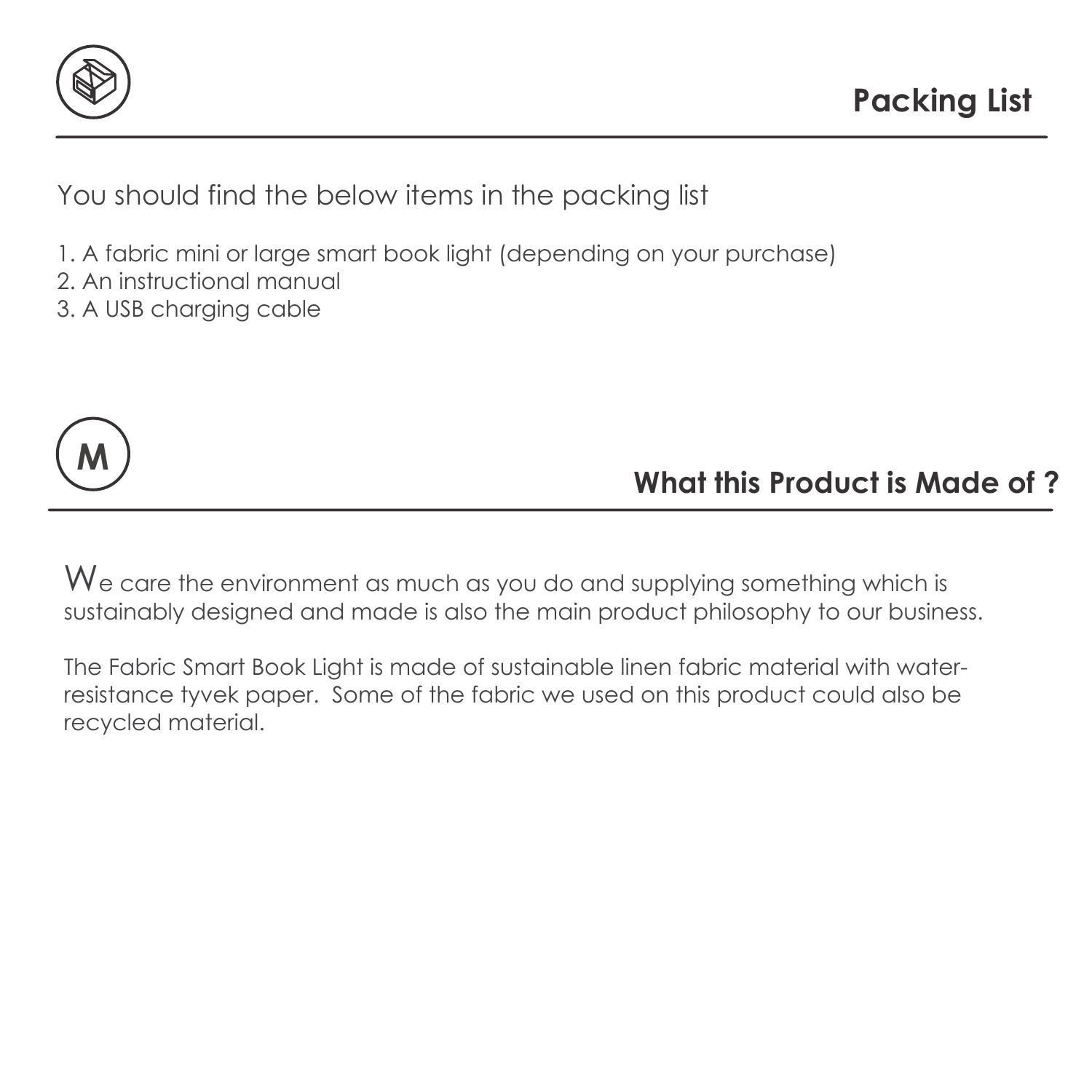## Packing List

You should find the below items in the packing list

1. A fabric mini or large smart book light (depending on your purchase)
2. An instructional manual
3. A USB charging cable

## What this Product is Made of ?

We care the environment as much as you do and supplying something which is sustainably designed and made is also the main product philosophy to our business.

The Fabric Smart Book Light is made of sustainable linen fabric material with water-resistance tyvek paper. Some of the fabric we used on this product could also be recycled material.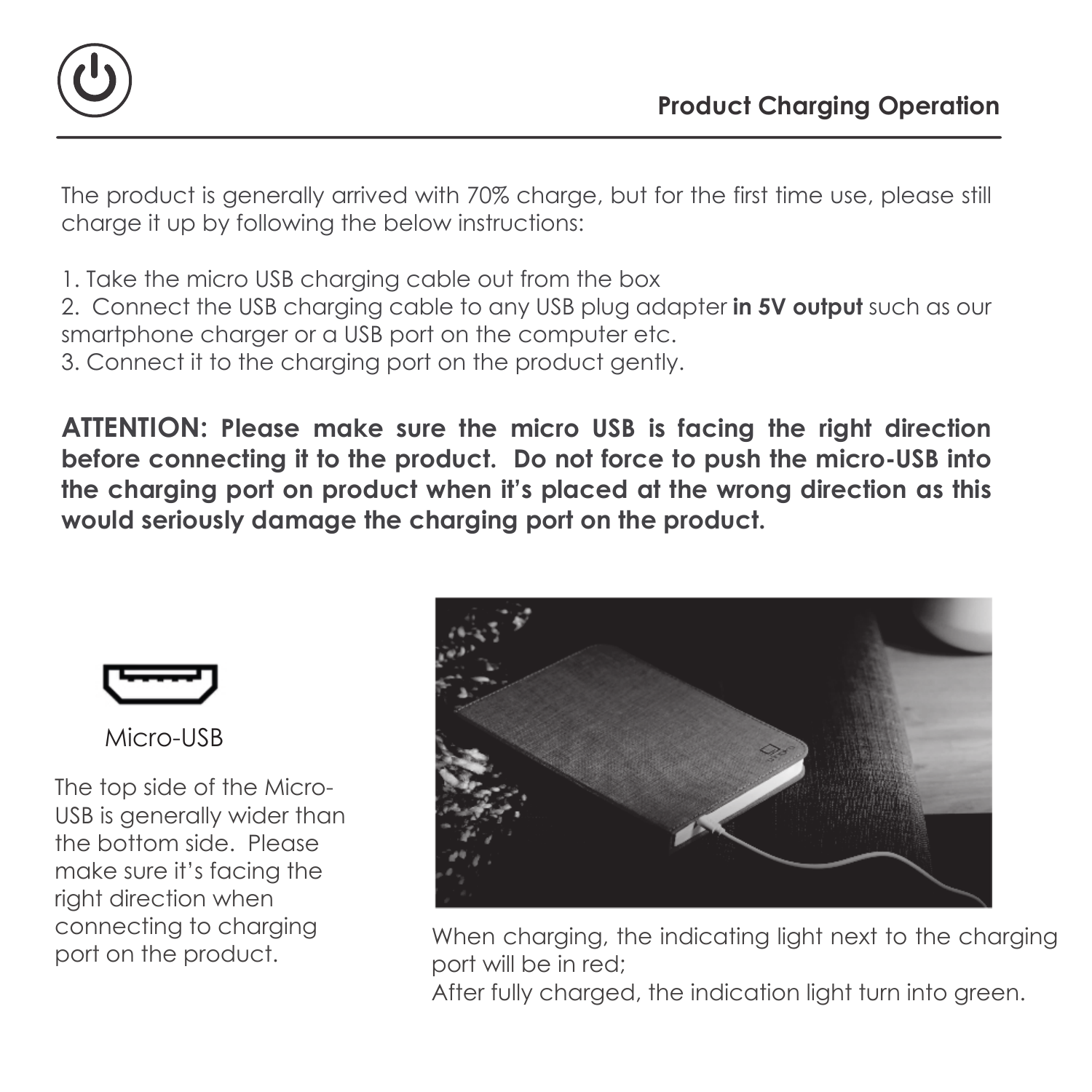## Product Charging Operation

The product is generally arrived with 70% charge, but for the first time use, please still charge it up by following the below instructions:

1. Take the micro USB charging cable out from the box
2. Connect the USB charging cable to any USB plug adapter **in 5V output** such as our smartphone charger or a USB port on the computer etc.
3. Connect it to the charging port on the product gently.

**ATTENTION: Please make sure the micro USB is facing the right direction before connecting it to the product. Do not force to push the micro-USB into the charging port on product when it's placed at the wrong direction as this would seriously damage the charging port on the product.**

Micro-USB

The top side of the Micro-USB is generally wider than the bottom side. Please make sure it's facing the right direction when connecting to charging port on the product.

When charging, the indicating light next to the charging port will be in red;
After fully charged, the indication light turn into green.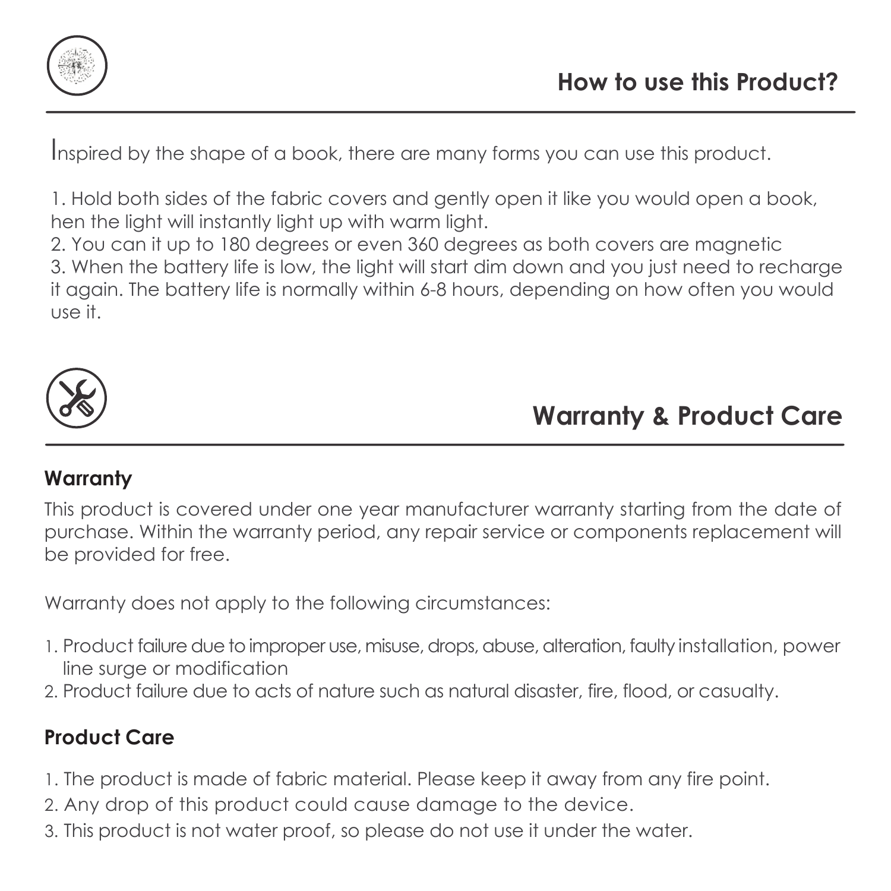## How to use this Product?

Inspired by the shape of a book, there are many forms you can use this product.

1. Hold both sides of the fabric covers and gently open it like you would open a book, hen the light will instantly light up with warm light.
2. You can it up to 180 degrees or even 360 degrees as both covers are magnetic
3. When the battery life is low, the light will start dim down and you just need to recharge it again. The battery life is normally within 6-8 hours, depending on how often you would use it.

## Warranty & Product Care

### Warranty

This product is covered under one year manufacturer warranty starting from the date of purchase. Within the warranty period, any repair service or components replacement will be provided for free.

Warranty does not apply to the following circumstances:

1. Product failure due to improper use, misuse, drops, abuse, alteration, faulty installation, power line surge or modification
2. Product failure due to acts of nature such as natural disaster, fire, flood, or casualty.

### Product Care

1. The product is made of fabric material. Please keep it away from any fire point.
2. Any drop of this product could cause damage to the device.
3. This product is not water proof, so please do not use it under the water.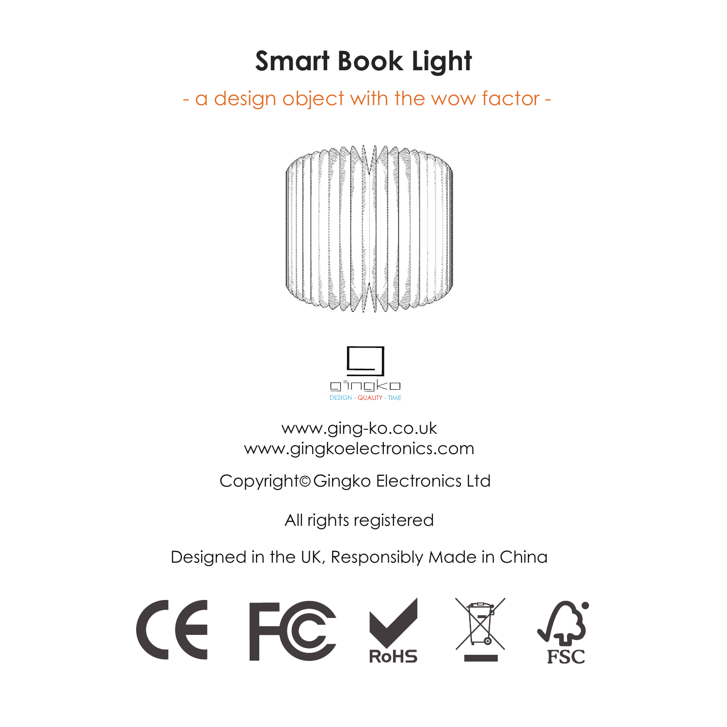# Smart Book Light

- a design object with the wow factor -

gingko

DESIGN - QUALITY - TIME

www.ging-ko.co.uk
www.gingkoelectronics.com

Copyright© Gingko Electronics Ltd

All rights registered

Designed in the UK, Responsibly Made in China

CE FC RoHS FSC